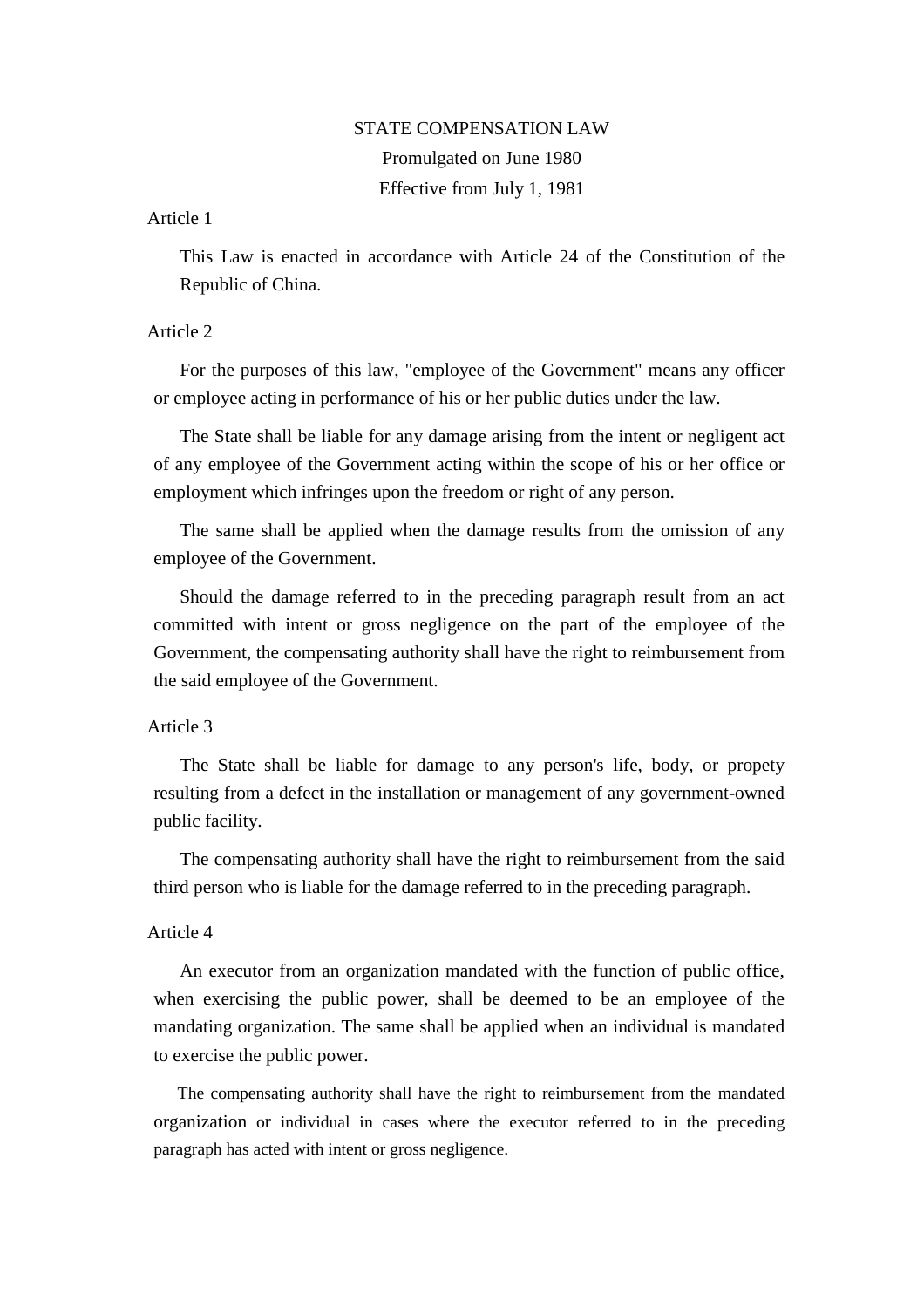# STATE COMPENSATION LAW

Promulgated on June 1980

Effective from July 1, 1981

## Article 1

This Law is enacted in accordance with Article 24 of the Constitution of the Republic of China.

## Article 2

For the purposes of this law, "employee of the Government" means any officer or employee acting in performance of his or her public duties under the law.

The State shall be liable for any damage arising from the intent or negligent act of any employee of the Government acting within the scope of his or her office or employment which infringes upon the freedom or right of any person.

The same shall be applied when the damage results from the omission of any employee of the Government.

Should the damage referred to in the preceding paragraph result from an act committed with intent or gross negligence on the part of the employee of the Government, the compensating authority shall have the right to reimbursement from the said employee of the Government.

## Article 3

The State shall be liable for damage to any person's life, body, or propety resulting from a defect in the installation or management of any government-owned public facility.

The compensating authority shall have the right to reimbursement from the said third person who is liable for the damage referred to in the preceding paragraph.

## Article 4

An executor from an organization mandated with the function of public office, when exercising the public power, shall be deemed to be an employee of the mandating organization. The same shall be applied when an individual is mandated to exercise the public power.

The compensating authority shall have the right to reimbursement from the mandated organization or individual in cases where the executor referred to in the preceding paragraph has acted with intent or gross negligence.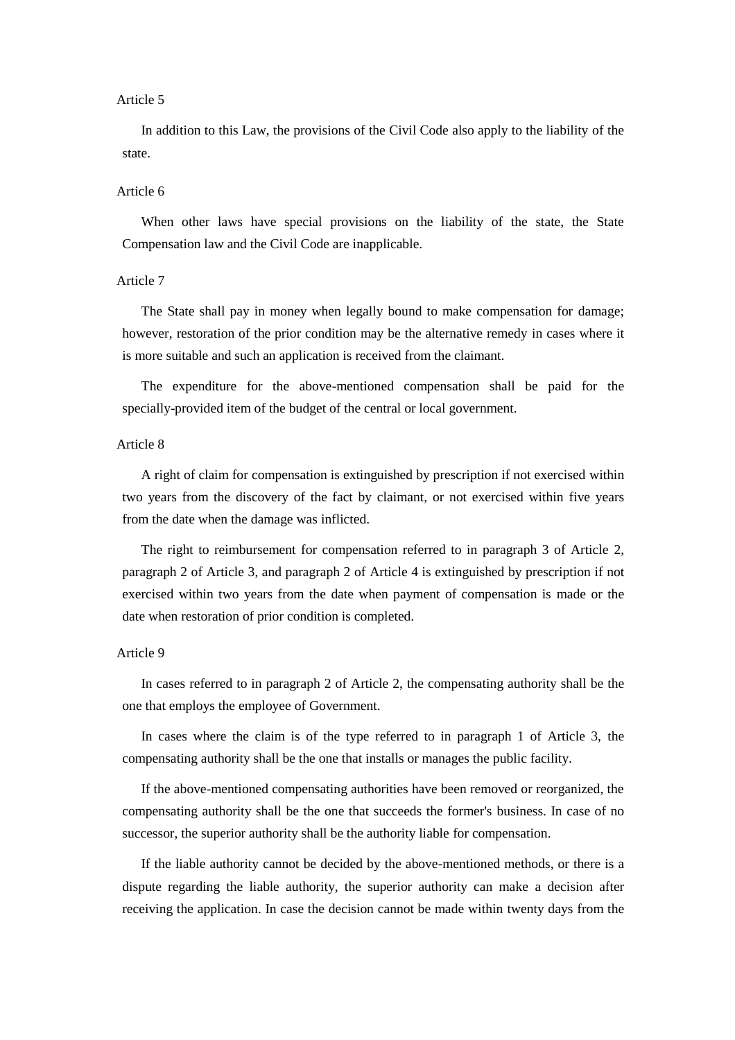Article 5

In addition to this Law, the provisions of the Civil Code also apply to the liability of the state.

Article 6

When other laws have special provisions on the liability of the state, the State Compensation law and the Civil Code are inapplicable.

Article 7

The State shall pay in money when legally bound to make compensation for damage; however, restoration of the prior condition may be the alternative remedy in cases where it is more suitable and such an application is received from the claimant.

The expenditure for the above-mentioned compensation shall be paid for the specially-provided item of the budget of the central or local government.

Article 8

A right of claim for compensation is extinguished by prescription if not exercised within two years from the discovery of the fact by claimant, or not exercised within five years from the date when the damage was inflicted.

The right to reimbursement for compensation referred to in paragraph 3 of Article 2, paragraph 2 of Article 3, and paragraph 2 of Article 4 is extinguished by prescription if not exercised within two years from the date when payment of compensation is made or the date when restoration of prior condition is completed.

Article 9

In cases referred to in paragraph 2 of Article 2, the compensating authority shall be the one that employs the employee of Government.

In cases where the claim is of the type referred to in paragraph 1 of Article 3, the compensating authority shall be the one that installs or manages the public facility.

If the above-mentioned compensating authorities have been removed or reorganized, the compensating authority shall be the one that succeeds the former's business. In case of no successor, the superior authority shall be the authority liable for compensation.

If the liable authority cannot be decided by the above-mentioned methods, or there is a dispute regarding the liable authority, the superior authority can make a decision after receiving the application. In case the decision cannot be made within twenty days from the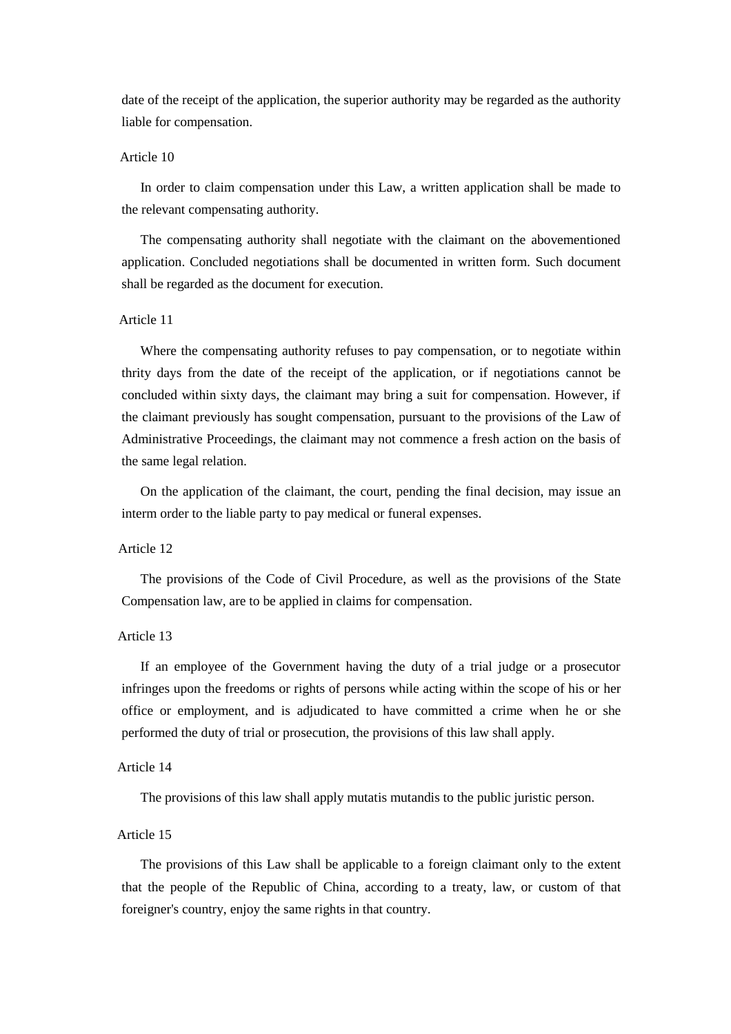date of the receipt of the application, the superior authority may be regarded as the authority liable for compensation.

Article 10

In order to claim compensation under this Law, a written application shall be made to the relevant compensating authority.

The compensating authority shall negotiate with the claimant on the abovementioned application. Concluded negotiations shall be documented in written form. Such document shall be regarded as the document for execution.

Article 11

Where the compensating authority refuses to pay compensation, or to negotiate within thrity days from the date of the receipt of the application, or if negotiations cannot be concluded within sixty days, the claimant may bring a suit for compensation. However, if the claimant previously has sought compensation, pursuant to the provisions of the Law of Administrative Proceedings, the claimant may not commence a fresh action on the basis of the same legal relation.

On the application of the claimant, the court, pending the final decision, may issue an interm order to the liable party to pay medical or funeral expenses.

Article 12

The provisions of the Code of Civil Procedure, as well as the provisions of the State Compensation law, are to be applied in claims for compensation.

Article 13

If an employee of the Government having the duty of a trial judge or a prosecutor infringes upon the freedoms or rights of persons while acting within the scope of his or her office or employment, and is adjudicated to have committed a crime when he or she performed the duty of trial or prosecution, the provisions of this law shall apply.

Article 14

The provisions of this law shall apply mutatis mutandis to the public juristic person.

Article 15

The provisions of this Law shall be applicable to a foreign claimant only to the extent that the people of the Republic of China, according to a treaty, law, or custom of that foreigner's country, enjoy the same rights in that country.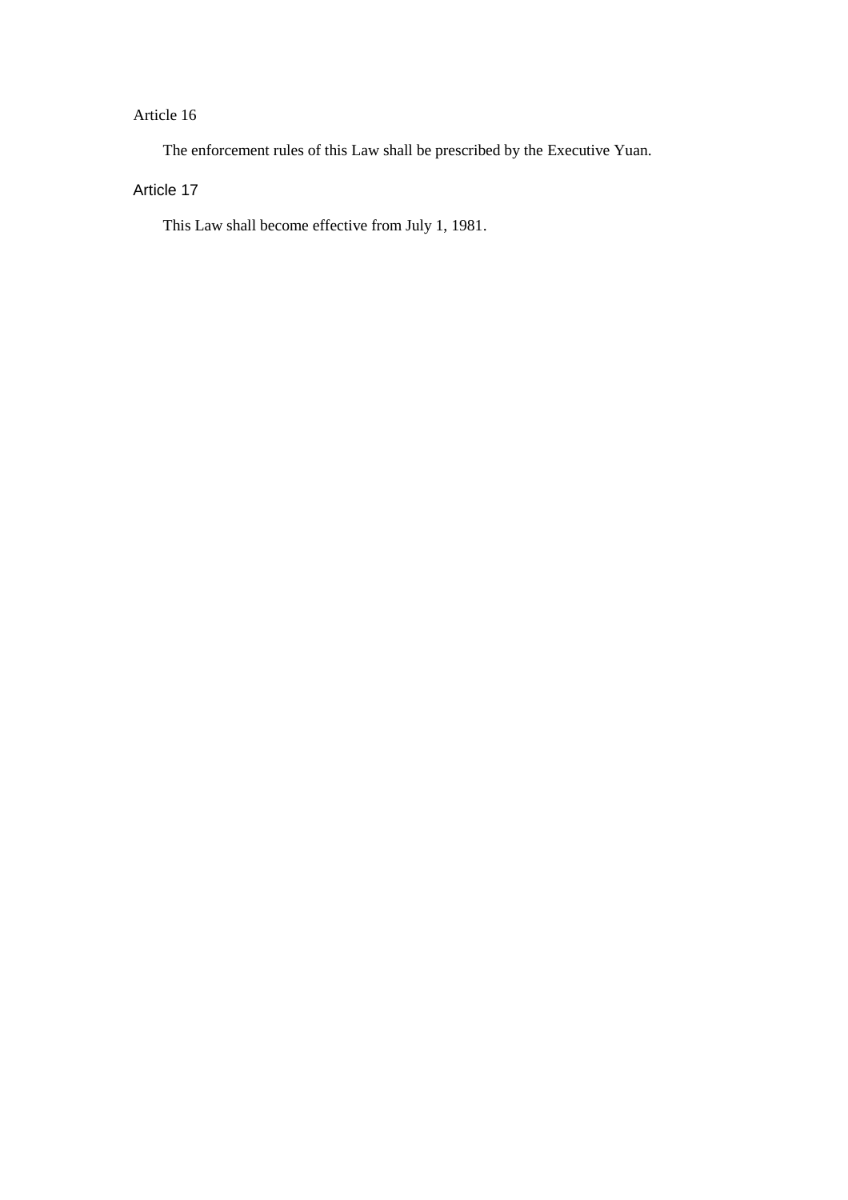Article 16

The enforcement rules of this Law shall be prescribed by the Executive Yuan.

Article 17

This Law shall become effective from July 1, 1981.